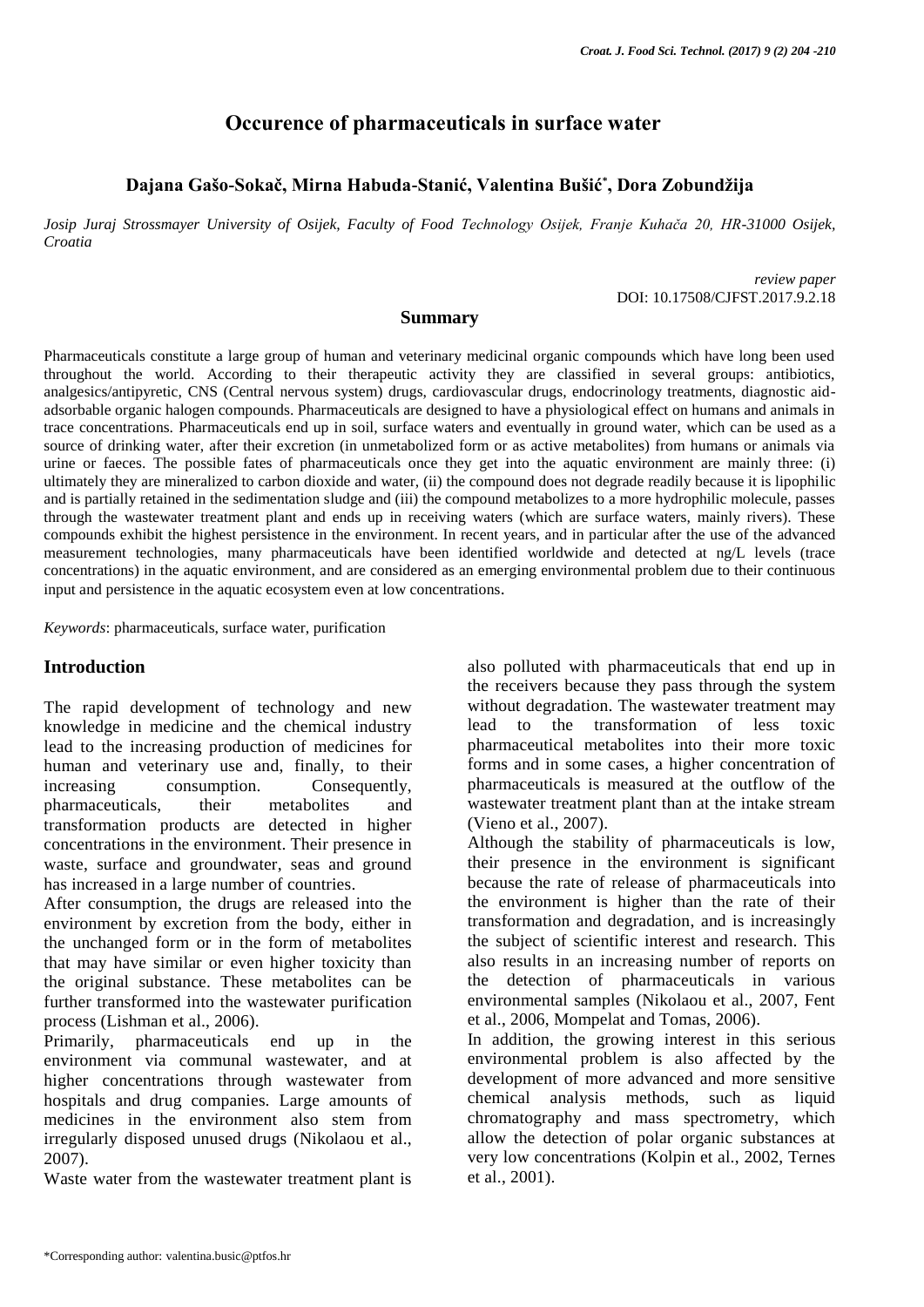# Occurence of pharmaceuticals in surface water

**Dajana Gašo-Sokač, Mirna Habuda-Stanić, Valentina Bušić*, Dora Zobundžija**

*Josip Juraj Strossmayer University of Osijek, Faculty of Food Technology Osijek, Franje Kuhača 20, HR-31000 Osijek, Croatia*

*review paper*
DOI: 10.17508/CJFST.2017.9.2.18

## Summary

Pharmaceuticals constitute a large group of human and veterinary medicinal organic compounds which have long been used throughout the world. According to their therapeutic activity they are classified in several groups: antibiotics, analgesics/antipyretic, CNS (Central nervous system) drugs, cardiovascular drugs, endocrinology treatments, diagnostic aid-adsorbable organic halogen compounds. Pharmaceuticals are designed to have a physiological effect on humans and animals in trace concentrations. Pharmaceuticals end up in soil, surface waters and eventually in ground water, which can be used as a source of drinking water, after their excretion (in unmetabolized form or as active metabolites) from humans or animals via urine or faeces. The possible fates of pharmaceuticals once they get into the aquatic environment are mainly three: (i) ultimately they are mineralized to carbon dioxide and water, (ii) the compound does not degrade readily because it is lipophilic and is partially retained in the sedimentation sludge and (iii) the compound metabolizes to a more hydrophilic molecule, passes through the wastewater treatment plant and ends up in receiving waters (which are surface waters, mainly rivers). These compounds exhibit the highest persistence in the environment. In recent years, and in particular after the use of the advanced measurement technologies, many pharmaceuticals have been identified worldwide and detected at ng/L levels (trace concentrations) in the aquatic environment, and are considered as an emerging environmental problem due to their continuous input and persistence in the aquatic ecosystem even at low concentrations.

*Keywords*: pharmaceuticals, surface water, purification

## Introduction

The rapid development of technology and new knowledge in medicine and the chemical industry lead to the increasing production of medicines for human and veterinary use and, finally, to their increasing consumption. Consequently, pharmaceuticals, their metabolites and transformation products are detected in higher concentrations in the environment. Their presence in waste, surface and groundwater, seas and ground has increased in a large number of countries.

After consumption, the drugs are released into the environment by excretion from the body, either in the unchanged form or in the form of metabolites that may have similar or even higher toxicity than the original substance. These metabolites can be further transformed into the wastewater purification process (Lishman et al., 2006).

Primarily, pharmaceuticals end up in the environment via communal wastewater, and at higher concentrations through wastewater from hospitals and drug companies. Large amounts of medicines in the environment also stem from irregularly disposed unused drugs (Nikolaou et al., 2007).

Waste water from the wastewater treatment plant is also polluted with pharmaceuticals that end up in the receivers because they pass through the system without degradation. The wastewater treatment may lead to the transformation of less toxic pharmaceutical metabolites into their more toxic forms and in some cases, a higher concentration of pharmaceuticals is measured at the outflow of the wastewater treatment plant than at the intake stream (Vieno et al., 2007).

Although the stability of pharmaceuticals is low, their presence in the environment is significant because the rate of release of pharmaceuticals into the environment is higher than the rate of their transformation and degradation, and is increasingly the subject of scientific interest and research. This also results in an increasing number of reports on the detection of pharmaceuticals in various environmental samples (Nikolaou et al., 2007, Fent et al., 2006, Mompelat and Tomas, 2006).

In addition, the growing interest in this serious environmental problem is also affected by the development of more advanced and more sensitive chemical analysis methods, such as liquid chromatography and mass spectrometry, which allow the detection of polar organic substances at very low concentrations (Kolpin et al., 2002, Ternes et al., 2001).

*Corresponding author: valentina.busic@ptfos.hr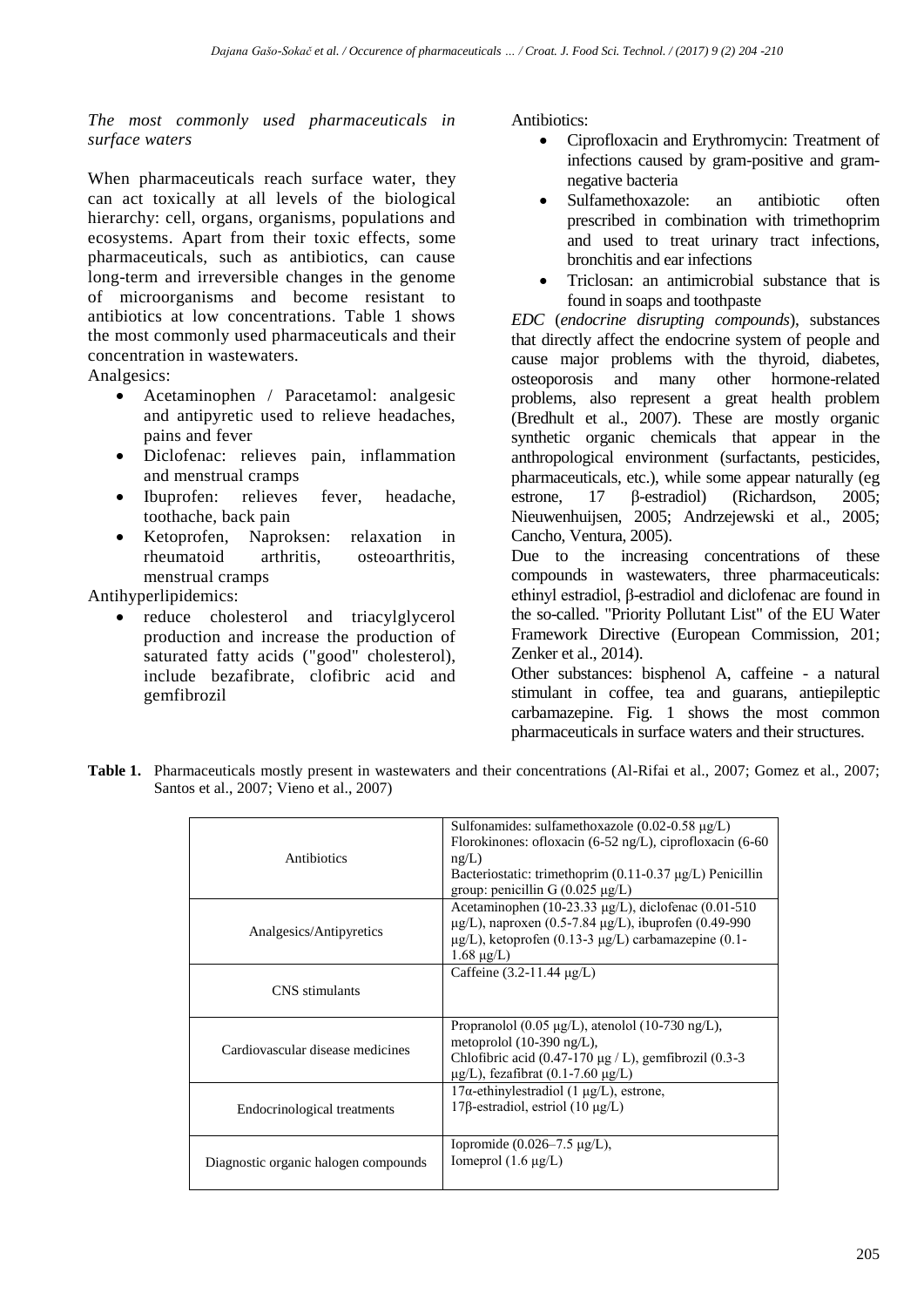*The most commonly used pharmaceuticals in surface waters*

When pharmaceuticals reach surface water, they can act toxically at all levels of the biological hierarchy: cell, organs, organisms, populations and ecosystems. Apart from their toxic effects, some pharmaceuticals, such as antibiotics, can cause long-term and irreversible changes in the genome of microorganisms and become resistant to antibiotics at low concentrations. Table 1 shows the most commonly used pharmaceuticals and their concentration in wastewaters.

Analgesics:

- Acetaminophen / Paracetamol: analgesic and antipyretic used to relieve headaches, pains and fever
- Diclofenac: relieves pain, inflammation and menstrual cramps
- Ibuprofen: relieves fever, headache, toothache, back pain
- Ketoprofen, Naproksen: relaxation in rheumatoid arthritis, osteoarthritis, menstrual cramps

Antihyperlipidemics:

- reduce cholesterol and triacylglycerol production and increase the production of saturated fatty acids ("good" cholesterol), include bezafibrate, clofibric acid and gemfibrozil

Antibiotics:

- Ciprofloxacin and Erythromycin: Treatment of infections caused by gram-positive and gram-negative bacteria
- Sulfamethoxazole: an antibiotic often prescribed in combination with trimethoprim and used to treat urinary tract infections, bronchitis and ear infections
- Triclosan: an antimicrobial substance that is found in soaps and toothpaste

*EDC* (*endocrine disrupting compounds*), substances that directly affect the endocrine system of people and cause major problems with the thyroid, diabetes, osteoporosis and many other hormone-related problems, also represent a great health problem (Bredhult et al., 2007). These are mostly organic synthetic organic chemicals that appear in the anthropological environment (surfactants, pesticides, pharmaceuticals, etc.), while some appear naturally (eg estrone, 17 β-estradiol) (Richardson, 2005; Nieuwenhuijsen, 2005; Andrzejewski et al., 2005; Cancho, Ventura, 2005).

Due to the increasing concentrations of these compounds in wastewaters, three pharmaceuticals: ethinyl estradiol, β-estradiol and diclofenac are found in the so-called. "Priority Pollutant List" of the EU Water Framework Directive (European Commission, 201; Zenker et al., 2014).

Other substances: bisphenol A, caffeine - a natural stimulant in coffee, tea and guarans, antiepileptic carbamazepine. Fig. 1 shows the most common pharmaceuticals in surface waters and their structures.

**Table 1.** Pharmaceuticals mostly present in wastewaters and their concentrations (Al-Rifai et al., 2007; Gomez et al., 2007; Santos et al., 2007; Vieno et al., 2007)

| | |
|---|---|
| Antibiotics | Sulfonamides: sulfamethoxazole (0.02-0.58 μg/L) Florokinones: ofloxacin (6-52 ng/L), ciprofloxacin (6-60 ng/L) Bacteriostatic: trimethoprim (0.11-0.37 μg/L) Penicillin group: penicillin G (0.025 μg/L) |
| Analgesics/Antipyretics | Acetaminophen (10-23.33 μg/L), diclofenac (0.01-510 μg/L), naproxen (0.5-7.84 μg/L), ibuprofen (0.49-990 μg/L), ketoprofen (0.13-3 μg/L) carbamazepine (0.1-1.68 μg/L) |
| CNS stimulants | Caffeine (3.2-11.44 μg/L) |
| Cardiovascular disease medicines | Propranolol (0.05 μg/L), atenolol (10-730 ng/L), metoprolol (10-390 ng/L), Chlofibric acid (0.47-170 μg / L), gemfibrozil (0.3-3 μg/L), fezafibrat (0.1-7.60 μg/L) |
| Endocrinological treatments | 17α-ethinylestradiol (1 μg/L), estrone, 17β-estradiol, estriol (10 μg/L) |
| Diagnostic organic halogen compounds | Iopromide (0.026–7.5 μg/L), Iomeprol (1.6 μg/L) |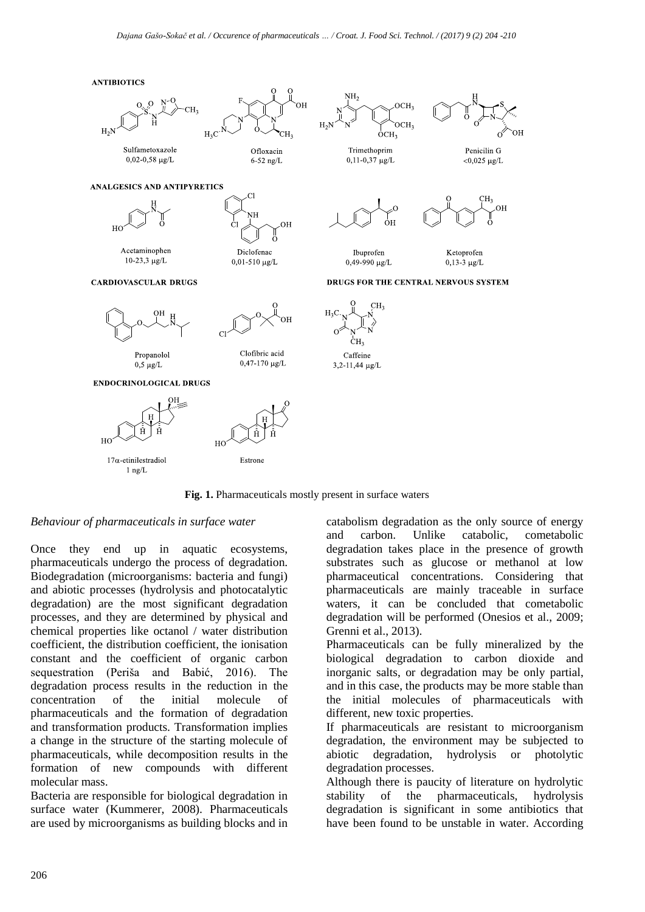**Fig. 1.** Pharmaceuticals mostly present in surface waters

*Behaviour of pharmaceuticals in surface water*

Once they end up in aquatic ecosystems, pharmaceuticals undergo the process of degradation. Biodegradation (microorganisms: bacteria and fungi) and abiotic processes (hydrolysis and photocatalytic degradation) are the most significant degradation processes, and they are determined by physical and chemical properties like octanol / water distribution coefficient, the distribution coefficient, the ionisation constant and the coefficient of organic carbon sequestration (Periša and Babić, 2016). The degradation process results in the reduction in the concentration of the initial molecule of pharmaceuticals and the formation of degradation and transformation products. Transformation implies a change in the structure of the starting molecule of pharmaceuticals, while decomposition results in the formation of new compounds with different molecular mass.

Bacteria are responsible for biological degradation in surface water (Kummerer, 2008). Pharmaceuticals are used by microorganisms as building blocks and in catabolism degradation as the only source of energy and carbon. Unlike catabolic, cometabolic degradation takes place in the presence of growth substrates such as glucose or methanol at low pharmaceutical concentrations. Considering that pharmaceuticals are mainly traceable in surface waters, it can be concluded that cometabolic degradation will be performed (Onesios et al., 2009; Grenni et al., 2013).

Pharmaceuticals can be fully mineralized by the biological degradation to carbon dioxide and inorganic salts, or degradation may be only partial, and in this case, the products may be more stable than the initial molecules of pharmaceuticals with different, new toxic properties.

If pharmaceuticals are resistant to microorganism degradation, the environment may be subjected to abiotic degradation, hydrolysis or photolytic degradation processes.

Although there is paucity of literature on hydrolytic stability of the pharmaceuticals, hydrolysis degradation is significant in some antibiotics that have been found to be unstable in water. According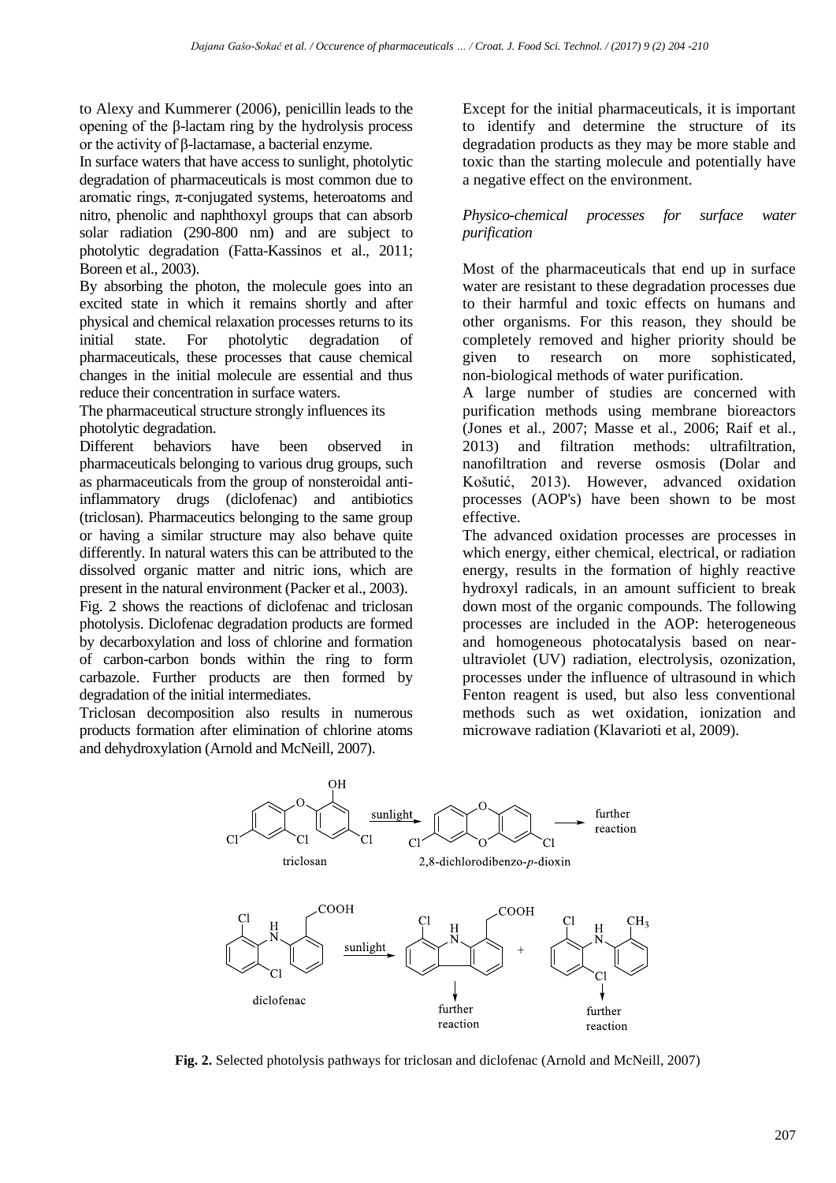to Alexy and Kummerer (2006), penicillin leads to the opening of the β-lactam ring by the hydrolysis process or the activity of β-lactamase, a bacterial enzyme.

In surface waters that have access to sunlight, photolytic degradation of pharmaceuticals is most common due to aromatic rings, π-conjugated systems, heteroatoms and nitro, phenolic and naphthoxyl groups that can absorb solar radiation (290-800 nm) and are subject to photolytic degradation (Fatta-Kassinos et al., 2011; Boreen et al., 2003).

By absorbing the photon, the molecule goes into an excited state in which it remains shortly and after physical and chemical relaxation processes returns to its initial state. For photolytic degradation of pharmaceuticals, these processes that cause chemical changes in the initial molecule are essential and thus reduce their concentration in surface waters.

The pharmaceutical structure strongly influences its photolytic degradation.

Different behaviors have been observed in pharmaceuticals belonging to various drug groups, such as pharmaceuticals from the group of nonsteroidal anti-inflammatory drugs (diclofenac) and antibiotics (triclosan). Pharmaceutics belonging to the same group or having a similar structure may also behave quite differently. In natural waters this can be attributed to the dissolved organic matter and nitric ions, which are present in the natural environment (Packer et al., 2003).

Fig. 2 shows the reactions of diclofenac and triclosan photolysis. Diclofenac degradation products are formed by decarboxylation and loss of chlorine and formation of carbon-carbon bonds within the ring to form carbazole. Further products are then formed by degradation of the initial intermediates.

Triclosan decomposition also results in numerous products formation after elimination of chlorine atoms and dehydroxylation (Arnold and McNeill, 2007).

Except for the initial pharmaceuticals, it is important to identify and determine the structure of its degradation products as they may be more stable and toxic than the starting molecule and potentially have a negative effect on the environment.

*Physico-chemical processes for surface water purification*

Most of the pharmaceuticals that end up in surface water are resistant to these degradation processes due to their harmful and toxic effects on humans and other organisms. For this reason, they should be completely removed and higher priority should be given to research on more sophisticated, non-biological methods of water purification.

A large number of studies are concerned with purification methods using membrane bioreactors (Jones et al., 2007; Masse et al., 2006; Raif et al., 2013) and filtration methods: ultrafiltration, nanofiltration and reverse osmosis (Dolar and Košutić, 2013). However, advanced oxidation processes (AOP's) have been shown to be most effective.

The advanced oxidation processes are processes in which energy, either chemical, electrical, or radiation energy, results in the formation of highly reactive hydroxyl radicals, in an amount sufficient to break down most of the organic compounds. The following processes are included in the AOP: heterogeneous and homogeneous photocatalysis based on near-ultraviolet (UV) radiation, electrolysis, ozonization, processes under the influence of ultrasound in which Fenton reagent is used, but also less conventional methods such as wet oxidation, ionization and microwave radiation (Klavarioti et al, 2009).

**Fig. 2.** Selected photolysis pathways for triclosan and diclofenac (Arnold and McNeill, 2007)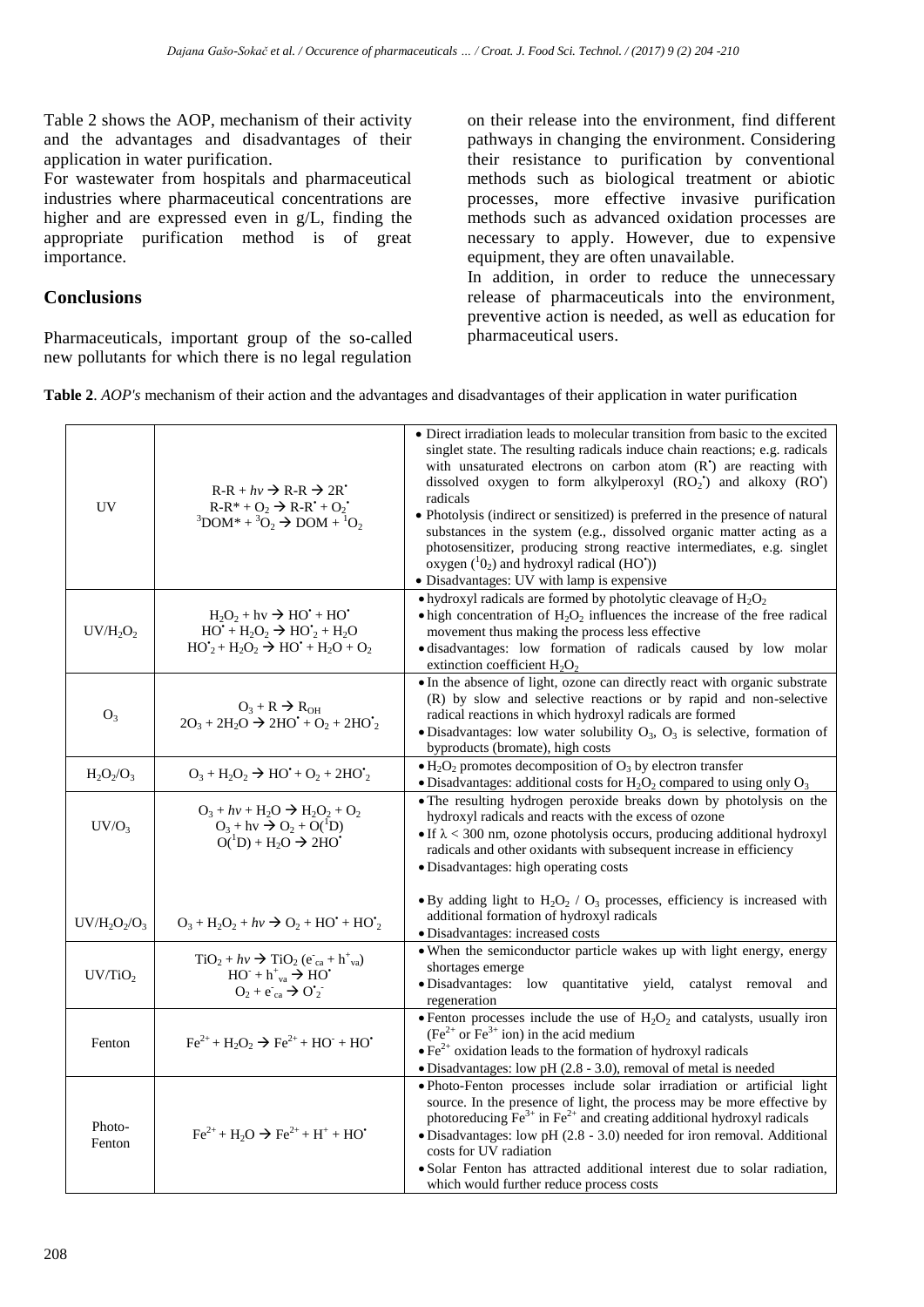Table 2 shows the AOP, mechanism of their activity and the advantages and disadvantages of their application in water purification.

For wastewater from hospitals and pharmaceutical industries where pharmaceutical concentrations are higher and are expressed even in g/L, finding the appropriate purification method is of great importance.

## Conclusions

Pharmaceuticals, important group of the so-called new pollutants for which there is no legal regulation on their release into the environment, find different pathways in changing the environment. Considering their resistance to purification by conventional methods such as biological treatment or abiotic processes, more effective invasive purification methods such as advanced oxidation processes are necessary to apply. However, due to expensive equipment, they are often unavailable.

In addition, in order to reduce the unnecessary release of pharmaceuticals into the environment, preventive action is needed, as well as education for pharmaceutical users.

**Table 2**. *AOP's* mechanism of their action and the advantages and disadvantages of their application in water purification

| | | |
|---|---|---|
| UV | $R\text{-}R + h\nu \rightarrow R\text{-}R \rightarrow 2R^{\bullet}$<br>$R\text{-}R^{*} + O_2 \rightarrow R\text{-}R^{\bullet} + O_2^{\bullet}$<br>$^{3}DOM^{*} + {}^{3}O_2 \rightarrow DOM + {}^{1}O_2$ | • Direct irradiation leads to molecular transition from basic to the excited singlet state. The resulting radicals induce chain reactions; e.g. radicals with unsaturated electrons on carbon atom ($R^{\bullet}$) are reacting with dissolved oxygen to form alkylperoxyl ($RO_2^{\bullet}$) and alkoxy ($RO^{\bullet}$) radicals<br>• Photolysis (indirect or sensitized) is preferred in the presence of natural substances in the system (e.g., dissolved organic matter acting as a photosensitizer, producing strong reactive intermediates, e.g. singlet oxygen ($^{1}0_2$) and hydroxyl radical ($HO^{\bullet}$))<br>• Disadvantages: UV with lamp is expensive |
| $UV/H_2O_2$ | $H_2O_2 + h\nu \rightarrow HO^{\bullet} + HO^{\bullet}$<br>$HO^{\bullet} + H_2O_2 \rightarrow HO_2^{\bullet} + H_2O$<br>$HO_2^{\bullet} + H_2O_2 \rightarrow HO^{\bullet} + H_2O + O_2$ | • hydroxyl radicals are formed by photolytic cleavage of $H_2O_2$<br>• high concentration of $H_2O_2$ influences the increase of the free radical movement thus making the process less effective<br>• disadvantages: low formation of radicals caused by low molar extinction coefficient $H_2O_2$ |
| $O_3$ | $O_3 + R \rightarrow R_{OH}$<br>$2O_3 + 2H_2O \rightarrow 2HO^{\bullet} + O_2 + 2HO_2^{\bullet}$ | • In the absence of light, ozone can directly react with organic substrate (R) by slow and selective reactions or by rapid and non-selective radical reactions in which hydroxyl radicals are formed<br>• Disadvantages: low water solubility $O_3$, $O_3$ is selective, formation of byproducts (bromate), high costs |
| $H_2O_2/O_3$ | $O_3 + H_2O_2 \rightarrow HO^{\bullet} + O_2 + 2HO_2^{\bullet}$ | • $H_2O_2$ promotes decomposition of $O_3$ by electron transfer<br>• Disadvantages: additional costs for $H_2O_2$ compared to using only $O_3$ |
| $UV/O_3$ | $O_3 + h\nu + H_2O \rightarrow H_2O_2 + O_2$<br>$O_3 + h\nu \rightarrow O_2 + O(^{1}D)$<br>$O(^{1}D) + H_2O \rightarrow 2HO^{\bullet}$ | • The resulting hydrogen peroxide breaks down by photolysis on the hydroxyl radicals and reacts with the excess of ozone<br>• If $\lambda < 300$ nm, ozone photolysis occurs, producing additional hydroxyl radicals and other oxidants with subsequent increase in efficiency<br>• Disadvantages: high operating costs |
| $UV/H_2O_2/O_3$ | $O_3 + H_2O_2 + h\nu \rightarrow O_2 + HO^{\bullet} + HO_2^{\bullet}$ | • By adding light to $H_2O_2$ / $O_3$ processes, efficiency is increased with additional formation of hydroxyl radicals<br>• Disadvantages: increased costs |
| $UV/TiO_2$ | $TiO_2 + h\nu \rightarrow TiO_2\,(e^{-}_{ca} + h^{+}_{va})$<br>$HO^{-} + h^{+}_{va} \rightarrow HO^{\bullet}$<br>$O_2 + e^{-}_{ca} \rightarrow O_2^{\bullet -}$ | • When the semiconductor particle wakes up with light energy, energy shortages emerge<br>• Disadvantages: low quantitative yield, catalyst removal and regeneration |
| Fenton | $Fe^{2+} + H_2O_2 \rightarrow Fe^{2+} + HO^{-} + HO^{\bullet}$ | • Fenton processes include the use of $H_2O_2$ and catalysts, usually iron ($Fe^{2+}$ or $Fe^{3+}$ ion) in the acid medium<br>• $Fe^{2+}$ oxidation leads to the formation of hydroxyl radicals<br>• Disadvantages: low pH (2.8 - 3.0), removal of metal is needed |
| Photo-Fenton | $Fe^{2+} + H_2O \rightarrow Fe^{2+} + H^{+} + HO^{\bullet}$ | • Photo-Fenton processes include solar irradiation or artificial light source. In the presence of light, the process may be more effective by photoreducing $Fe^{3+}$ in $Fe^{2+}$ and creating additional hydroxyl radicals<br>• Disadvantages: low pH (2.8 - 3.0) needed for iron removal. Additional costs for UV radiation<br>• Solar Fenton has attracted additional interest due to solar radiation, which would further reduce process costs |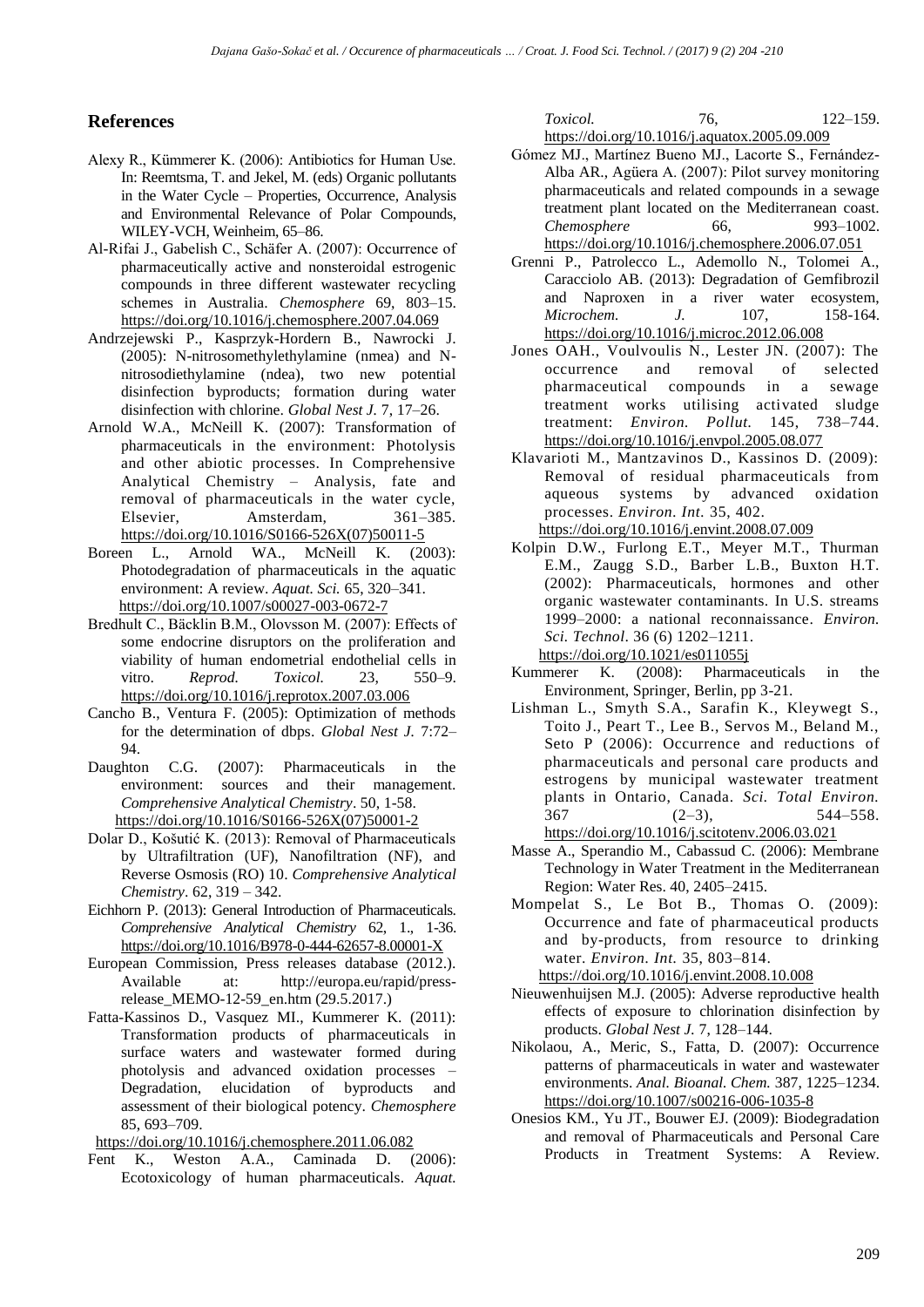## References

Alexy R., Kümmerer K. (2006): Antibiotics for Human Use. In: Reemtsma, T. and Jekel, M. (eds) Organic pollutants in the Water Cycle – Properties, Occurrence, Analysis and Environmental Relevance of Polar Compounds, WILEY-VCH, Weinheim, 65–86.

Al-Rifai J., Gabelish C., Schäfer A. (2007): Occurrence of pharmaceutically active and nonsteroidal estrogenic compounds in three different wastewater recycling schemes in Australia. *Chemosphere* 69, 803–15. https://doi.org/10.1016/j.chemosphere.2007.04.069

Andrzejewski P., Kasprzyk-Hordern B., Nawrocki J. (2005): N-nitrosomethylethylamine (nmea) and N-nitrosodiethylamine (ndea), two new potential disinfection byproducts; formation during water disinfection with chlorine. *Global Nest J.* 7, 17–26.

Arnold W.A., McNeill K. (2007): Transformation of pharmaceuticals in the environment: Photolysis and other abiotic processes. In Comprehensive Analytical Chemistry – Analysis, fate and removal of pharmaceuticals in the water cycle, Elsevier, Amsterdam, 361–385. https://doi.org/10.1016/S0166-526X(07)50011-5

Boreen L., Arnold WA., McNeill K. (2003): Photodegradation of pharmaceuticals in the aquatic environment: A review. *Aquat. Sci.* 65, 320–341. https://doi.org/10.1007/s00027-003-0672-7

Bredhult C., Bäcklin B.M., Olovsson M. (2007): Effects of some endocrine disruptors on the proliferation and viability of human endometrial endothelial cells in vitro. *Reprod. Toxicol.* 23, 550–9. https://doi.org/10.1016/j.reprotox.2007.03.006

Cancho B., Ventura F. (2005): Optimization of methods for the determination of dbps. *Global Nest J.* 7:72–94.

Daughton C.G. (2007): Pharmaceuticals in the environment: sources and their management. *Comprehensive Analytical Chemistry*. 50, 1-58. https://doi.org/10.1016/S0166-526X(07)50001-2

Dolar D., Košutić K. (2013): Removal of Pharmaceuticals by Ultrafiltration (UF), Nanofiltration (NF), and Reverse Osmosis (RO) 10. *Comprehensive Analytical Chemistry*. 62, 319 – 342.

Eichhorn P. (2013): General Introduction of Pharmaceuticals. *Comprehensive Analytical Chemistry* 62, 1., 1-36. https://doi.org/10.1016/B978-0-444-62657-8.00001-X

European Commission, Press releases database (2012.). Available at: http://europa.eu/rapid/press-release_MEMO-12-59_en.htm (29.5.2017.)

Fatta-Kassinos D., Vasquez MI., Kummerer K. (2011): Transformation products of pharmaceuticals in surface waters and wastewater formed during photolysis and advanced oxidation processes – Degradation, elucidation of byproducts and assessment of their biological potency. *Chemosphere* 85, 693–709. https://doi.org/10.1016/j.chemosphere.2011.06.082

Fent K., Weston A.A., Caminada D. (2006): Ecotoxicology of human pharmaceuticals. *Aquat. Toxicol.* 76, 122–159. https://doi.org/10.1016/j.aquatox.2005.09.009

Gómez MJ., Martínez Bueno MJ., Lacorte S., Fernández-Alba AR., Agüera A. (2007): Pilot survey monitoring pharmaceuticals and related compounds in a sewage treatment plant located on the Mediterranean coast. *Chemosphere* 66, 993–1002. https://doi.org/10.1016/j.chemosphere.2006.07.051

Grenni P., Patrolecco L., Ademollo N., Tolomei A., Caracciolo AB. (2013): Degradation of Gemfibrozil and Naproxen in a river water ecosystem, *Microchem. J.* 107, 158-164. https://doi.org/10.1016/j.microc.2012.06.008

Jones OAH., Voulvoulis N., Lester JN. (2007): The occurrence and removal of selected pharmaceutical compounds in a sewage treatment works utilising activated sludge treatment: *Environ. Pollut.* 145, 738–744. https://doi.org/10.1016/j.envpol.2005.08.077

Klavarioti M., Mantzavinos D., Kassinos D. (2009): Removal of residual pharmaceuticals from aqueous systems by advanced oxidation processes. *Environ. Int.* 35, 402. https://doi.org/10.1016/j.envint.2008.07.009

Kolpin D.W., Furlong E.T., Meyer M.T., Thurman E.M., Zaugg S.D., Barber L.B., Buxton H.T. (2002): Pharmaceuticals, hormones and other organic wastewater contaminants. In U.S. streams 1999–2000: a national reconnaissance. *Environ. Sci. Technol.* 36 (6) 1202–1211. https://doi.org/10.1021/es011055j

Kummerer K. (2008): Pharmaceuticals in the Environment, Springer, Berlin, pp 3-21.

Lishman L., Smyth S.A., Sarafin K., Kleywegt S., Toito J., Peart T., Lee B., Servos M., Beland M., Seto P (2006): Occurrence and reductions of pharmaceuticals and personal care products and estrogens by municipal wastewater treatment plants in Ontario, Canada. *Sci. Total Environ.* 367 (2–3), 544–558. https://doi.org/10.1016/j.scitotenv.2006.03.021

Masse A., Sperandio M., Cabassud C. (2006): Membrane Technology in Water Treatment in the Mediterranean Region: Water Res. 40, 2405–2415.

Mompelat S., Le Bot B., Thomas O. (2009): Occurrence and fate of pharmaceutical products and by-products, from resource to drinking water. *Environ. Int.* 35, 803–814. https://doi.org/10.1016/j.envint.2008.10.008

Nieuwenhuijsen M.J. (2005): Adverse reproductive health effects of exposure to chlorination disinfection by products. *Global Nest J.* 7, 128–144.

Nikolaou, A., Meric, S., Fatta, D. (2007): Occurrence patterns of pharmaceuticals in water and wastewater environments. *Anal. Bioanal. Chem.* 387, 1225–1234. https://doi.org/10.1007/s00216-006-1035-8

Onesios KM., Yu JT., Bouwer EJ. (2009): Biodegradation and removal of Pharmaceuticals and Personal Care Products in Treatment Systems: A Review.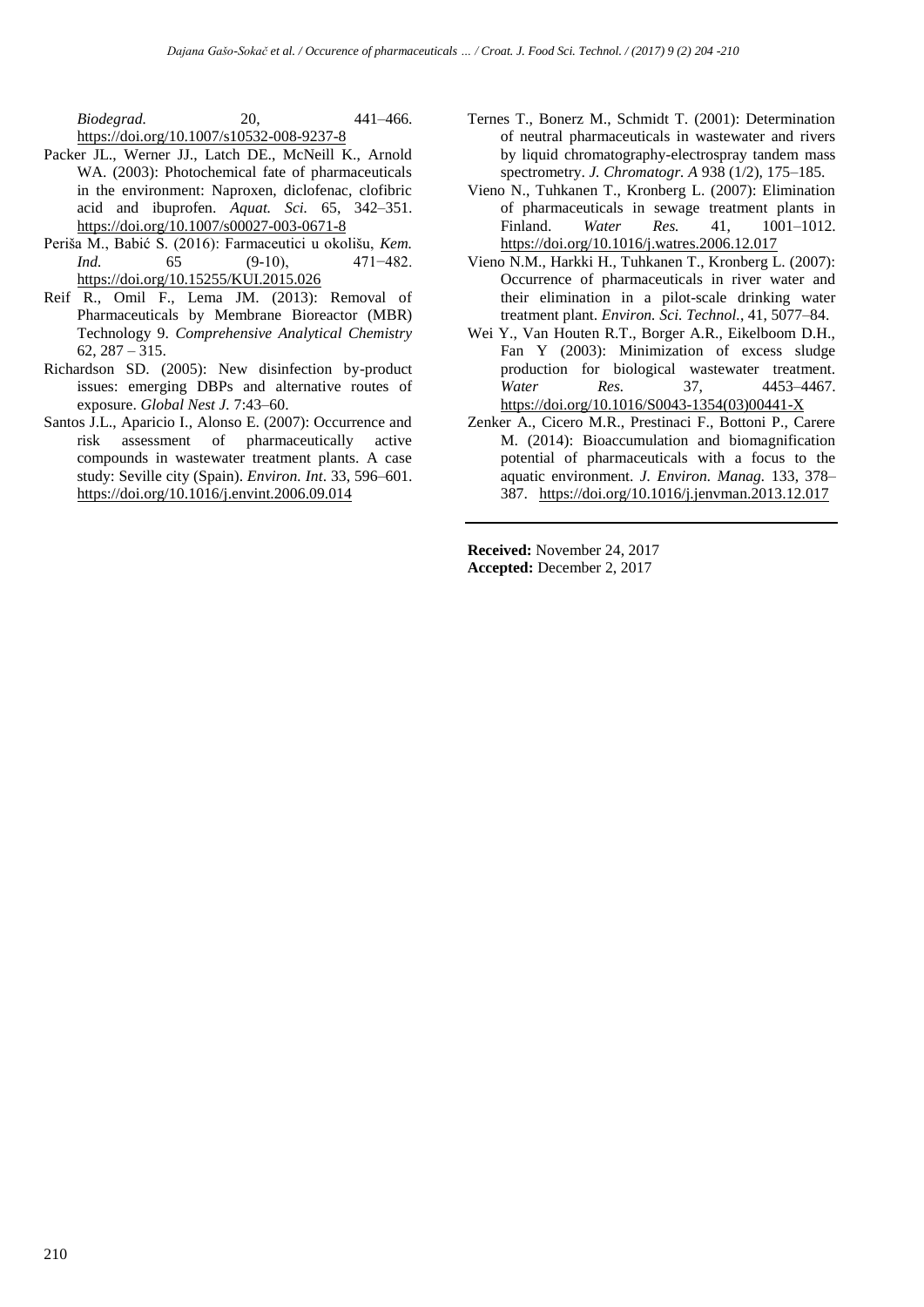*Biodegrad.* 20, 441–466. https://doi.org/10.1007/s10532-008-9237-8

Packer JL., Werner JJ., Latch DE., McNeill K., Arnold WA. (2003): Photochemical fate of pharmaceuticals in the environment: Naproxen, diclofenac, clofibric acid and ibuprofen. *Aquat. Sci.* 65, 342–351. https://doi.org/10.1007/s00027-003-0671-8

Periša M., Babić S. (2016): Farmaceutici u okolišu, *Kem. Ind.* 65 (9-10), 471−482. https://doi.org/10.15255/KUI.2015.026

Reif R., Omil F., Lema JM. (2013): Removal of Pharmaceuticals by Membrane Bioreactor (MBR) Technology 9. *Comprehensive Analytical Chemistry* 62, 287 – 315.

Richardson SD. (2005): New disinfection by-product issues: emerging DBPs and alternative routes of exposure. *Global Nest J.* 7:43–60.

Santos J.L., Aparicio I., Alonso E. (2007): Occurrence and risk assessment of pharmaceutically active compounds in wastewater treatment plants. A case study: Seville city (Spain). *Environ. Int*. 33, 596–601. https://doi.org/10.1016/j.envint.2006.09.014

Ternes T., Bonerz M., Schmidt T. (2001): Determination of neutral pharmaceuticals in wastewater and rivers by liquid chromatography-electrospray tandem mass spectrometry. *J. Chromatogr. A* 938 (1/2), 175–185.

Vieno N., Tuhkanen T., Kronberg L. (2007): Elimination of pharmaceuticals in sewage treatment plants in Finland. *Water Res.* 41, 1001–1012. https://doi.org/10.1016/j.watres.2006.12.017

Vieno N.M., Harkki H., Tuhkanen T., Kronberg L. (2007): Occurrence of pharmaceuticals in river water and their elimination in a pilot-scale drinking water treatment plant. *Environ. Sci. Technol.*, 41, 5077–84.

Wei Y., Van Houten R.T., Borger A.R., Eikelboom D.H., Fan Y (2003): Minimization of excess sludge production for biological wastewater treatment. *Water Res.* 37, 4453–4467. https://doi.org/10.1016/S0043-1354(03)00441-X

Zenker A., Cicero M.R., Prestinaci F., Bottoni P., Carere M. (2014): Bioaccumulation and biomagnification potential of pharmaceuticals with a focus to the aquatic environment. *J. Environ. Manag.* 133, 378–387. https://doi.org/10.1016/j.jenvman.2013.12.017

---

**Received:** November 24, 2017
**Accepted:** December 2, 2017